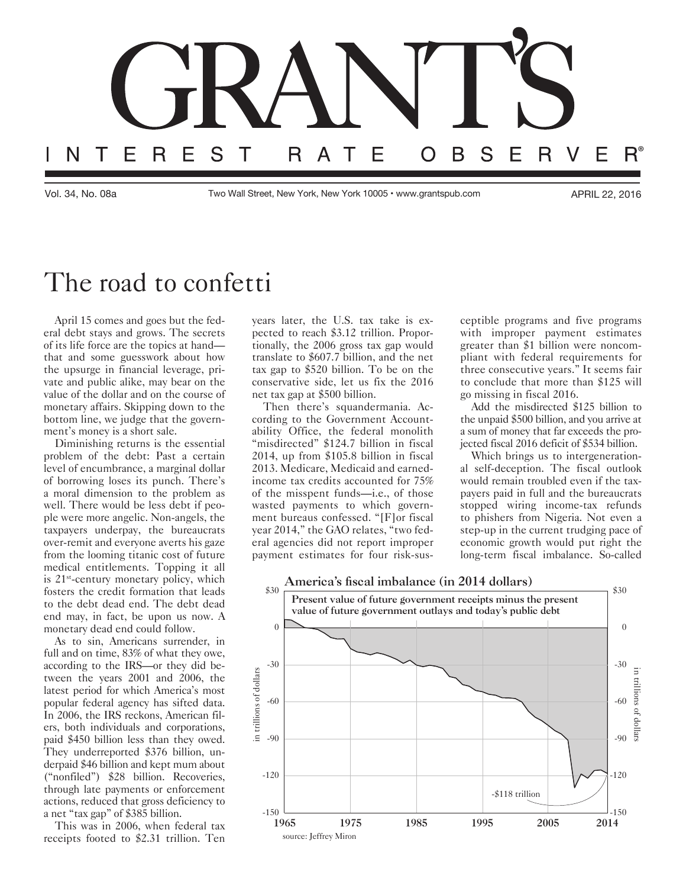# GRANT'S

INTEREST RATE OBSERVER®

Vol. 34, No. 08a — Two Wall Street, New York, New York 10005 • www.grantspub.com — APRIL 22, 2016

# The road to confetti

April 15 comes and goes but the federal debt stays and grows. The secrets of its life force are the topics at hand—that and some guesswork about how the upsurge in financial leverage, private and public alike, may bear on the value of the dollar and on the course of monetary affairs. Skipping down to the bottom line, we judge that the government's money is a short sale.

Diminishing returns is the essential problem of the debt: Past a certain level of encumbrance, a marginal dollar of borrowing loses its punch. There's a moral dimension to the problem as well. There would be less debt if people were more angelic. Non-angels, the taxpayers underpay, the bureaucrats over-remit and everyone averts his gaze from the looming titanic cost of future medical entitlements. Topping it all is 21st-century monetary policy, which fosters the credit formation that leads to the debt dead end. The debt dead end may, in fact, be upon us now. A monetary dead end could follow.

As to sin, Americans surrender, in full and on time, 83% of what they owe, according to the IRS—or they did between the years 2001 and 2006, the latest period for which America's most popular federal agency has sifted data. In 2006, the IRS reckons, American filers, both individuals and corporations, paid $450 billion less than they owed. They underreported $376 billion, underpaid $46 billion and kept mum about ("nonfiled") $28 billion. Recoveries, through late payments or enforcement actions, reduced that gross deficiency to a net "tax gap" of $385 billion.

This was in 2006, when federal tax receipts footed to $2.31 trillion. Ten years later, the U.S. tax take is expected to reach $3.12 trillion. Proportionally, the 2006 gross tax gap would translate to $607.7 billion, and the net tax gap to $520 billion. To be on the conservative side, let us fix the 2016 net tax gap at $500 billion.

Then there's squandermania. According to the Government Accountability Office, the federal monolith "misdirected" $124.7 billion in fiscal 2014, up from $105.8 billion in fiscal 2013. Medicare, Medicaid and earned-income tax credits accounted for 75% of the misspent funds—i.e., of those wasted payments to which government bureaus confessed. "[F]or fiscal year 2014," the GAO relates, "two federal agencies did not report improper payment estimates for four risk-susceptible programs and five programs with improper payment estimates greater than $1 billion were noncompliant with federal requirements for three consecutive years." It seems fair to conclude that more than $125 will go missing in fiscal 2016.

Add the misdirected $125 billion to the unpaid $500 billion, and you arrive at a sum of money that far exceeds the projected fiscal 2016 deficit of $534 billion.

Which brings us to intergenerational self-deception. The fiscal outlook would remain troubled even if the taxpayers paid in full and the bureaucrats stopped wiring income-tax refunds to phishers from Nigeria. Not even a step-up in the current trudging pace of economic growth would put right the long-term fiscal imbalance. So-called

**America's fiscal imbalance (in 2014 dollars)**

**Present value of future government receipts minus the present value of future government outlays and today's public debt**

-$118 trillion

source: Jeffrey Miron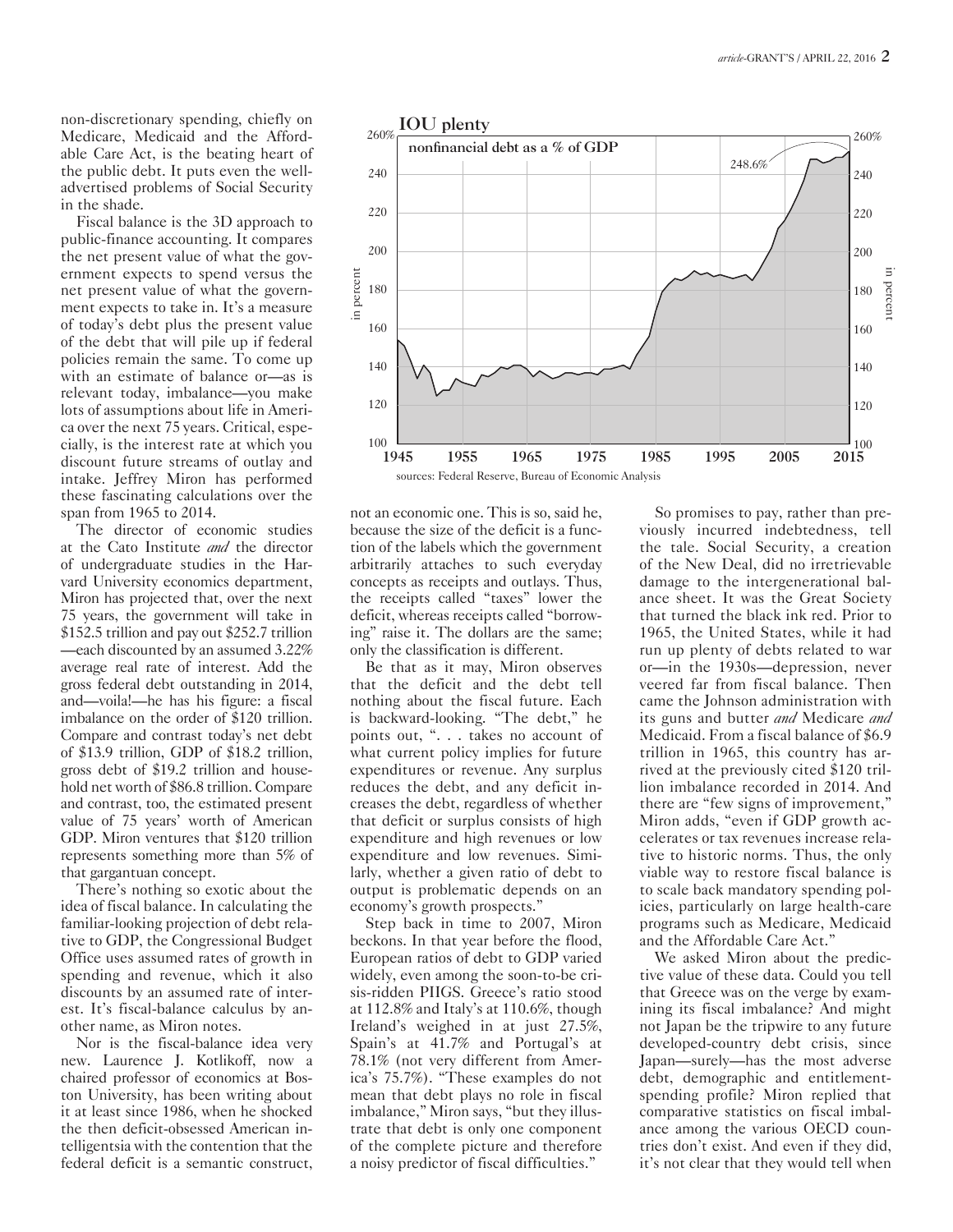non-discretionary spending, chiefly on Medicare, Medicaid and the Affordable Care Act, is the beating heart of the public debt. It puts even the well-advertised problems of Social Security in the shade.

Fiscal balance is the 3D approach to public-finance accounting. It compares the net present value of what the government expects to spend versus the net present value of what the government expects to take in. It's a measure of today's debt plus the present value of the debt that will pile up if federal policies remain the same. To come up with an estimate of balance or—as is relevant today, imbalance—you make lots of assumptions about life in America over the next 75 years. Critical, especially, is the interest rate at which you discount future streams of outlay and intake. Jeffrey Miron has performed these fascinating calculations over the span from 1965 to 2014.

The director of economic studies at the Cato Institute *and* the director of undergraduate studies in the Harvard University economics department, Miron has projected that, over the next 75 years, the government will take in \$152.5 trillion and pay out \$252.7 trillion—each discounted by an assumed 3.22% average real rate of interest. Add the gross federal debt outstanding in 2014, and—voila!—he has his figure: a fiscal imbalance on the order of \$120 trillion. Compare and contrast today's net debt of \$13.9 trillion, GDP of \$18.2 trillion, gross debt of \$19.2 trillion and household net worth of \$86.8 trillion. Compare and contrast, too, the estimated present value of 75 years' worth of American GDP. Miron ventures that \$120 trillion represents something more than 5% of that gargantuan concept.

There's nothing so exotic about the idea of fiscal balance. In calculating the familiar-looking projection of debt relative to GDP, the Congressional Budget Office uses assumed rates of growth in spending and revenue, which it also discounts by an assumed rate of interest. It's fiscal-balance calculus by another name, as Miron notes.

Nor is the fiscal-balance idea very new. Laurence J. Kotlikoff, now a chaired professor of economics at Boston University, has been writing about it at least since 1986, when he shocked the then deficit-obsessed American intelligentsia with the contention that the federal deficit is a semantic construct, not an economic one. This is so, said he, because the size of the deficit is a function of the labels which the government arbitrarily attaches to such everyday concepts as receipts and outlays. Thus, the receipts called "taxes" lower the deficit, whereas receipts called "borrowing" raise it. The dollars are the same; only the classification is different.

Be that as it may, Miron observes that the deficit and the debt tell nothing about the fiscal future. Each is backward-looking. "The debt," he points out, ". . . takes no account of what current policy implies for future expenditures or revenue. Any surplus reduces the debt, and any deficit increases the debt, regardless of whether that deficit or surplus consists of high expenditure and high revenues or low expenditure and low revenues. Similarly, whether a given ratio of debt to output is problematic depends on an economy's growth prospects."

Step back in time to 2007, Miron beckons. In that year before the flood, European ratios of debt to GDP varied widely, even among the soon-to-be crisis-ridden PIIGS. Greece's ratio stood at 112.8% and Italy's at 110.6%, though Ireland's weighed in at just 27.5%, Spain's at 41.7% and Portugal's at 78.1% (not very different from America's 75.7%). "These examples do not mean that debt plays no role in fiscal imbalance," Miron says, "but they illustrate that debt is only one component of the complete picture and therefore a noisy predictor of fiscal difficulties."

**IOU plenty**

nonfinancial debt as a % of GDP

sources: Federal Reserve, Bureau of Economic Analysis

So promises to pay, rather than previously incurred indebtedness, tell the tale. Social Security, a creation of the New Deal, did no irretrievable damage to the intergenerational balance sheet. It was the Great Society that turned the black ink red. Prior to 1965, the United States, while it had run up plenty of debts related to war or—in the 1930s—depression, never veered far from fiscal balance. Then came the Johnson administration with its guns and butter *and* Medicare *and* Medicaid. From a fiscal balance of \$6.9 trillion in 1965, this country has arrived at the previously cited \$120 trillion imbalance recorded in 2014. And there are "few signs of improvement," Miron adds, "even if GDP growth accelerates or tax revenues increase relative to historic norms. Thus, the only viable way to restore fiscal balance is to scale back mandatory spending policies, particularly on large health-care programs such as Medicare, Medicaid and the Affordable Care Act."

We asked Miron about the predictive value of these data. Could you tell that Greece was on the verge by examining its fiscal imbalance? And might not Japan be the tripwire to any future developed-country debt crisis, since Japan—surely—has the most adverse debt, demographic and entitlement-spending profile? Miron replied that comparative statistics on fiscal imbalance among the various OECD countries don't exist. And even if they did, it's not clear that they would tell when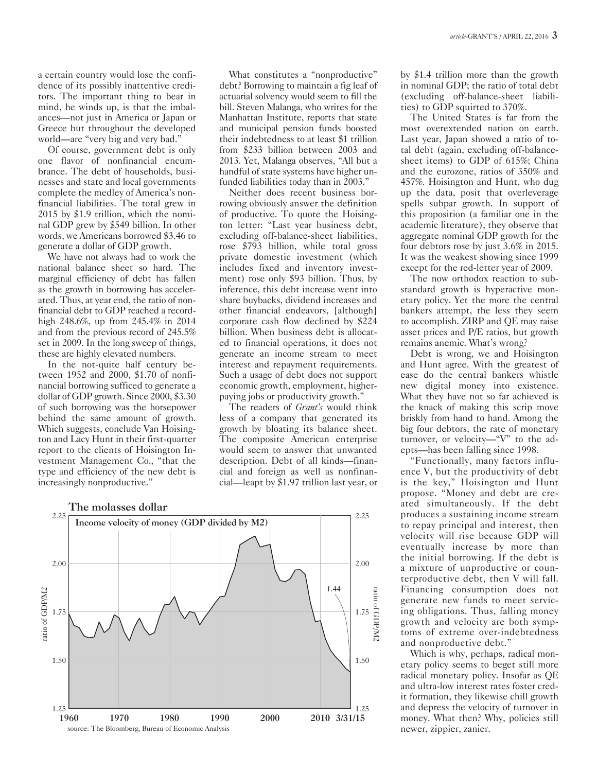a certain country would lose the confidence of its possibly inattentive creditors. The important thing to bear in mind, he winds up, is that the imbalances—not just in America or Japan or Greece but throughout the developed world—are "very big and very bad."

Of course, government debt is only one flavor of nonfinancial encumbrance. The debt of households, businesses and state and local governments complete the medley of America's nonfinancial liabilities. The total grew in 2015 by $1.9 trillion, which the nominal GDP grew by $549 billion. In other words, we Americans borrowed $3.46 to generate a dollar of GDP growth.

We have not always had to work the national balance sheet so hard. The marginal efficiency of debt has fallen as the growth in borrowing has accelerated. Thus, at year end, the ratio of nonfinancial debt to GDP reached a record-high 248.6%, up from 245.4% in 2014 and from the previous record of 245.5% set in 2009. In the long sweep of things, these are highly elevated numbers.

In the not-quite half century between 1952 and 2000, $1.70 of nonfinancial borrowing sufficed to generate a dollar of GDP growth. Since 2000, $3.30 of such borrowing was the horsepower behind the same amount of growth. Which suggests, conclude Van Hoisington and Lacy Hunt in their first-quarter report to the clients of Hoisington Investment Management Co., "that the type and efficiency of the new debt is increasingly nonproductive."

What constitutes a "nonproductive" debt? Borrowing to maintain a fig leaf of actuarial solvency would seem to fill the bill. Steven Malanga, who writes for the Manhattan Institute, reports that state and municipal pension funds boosted their indebtedness to at least $1 trillion from $233 billion between 2003 and 2013. Yet, Malanga observes, "All but a handful of state systems have higher unfunded liabilities today than in 2003."

Neither does recent business borrowing obviously answer the definition of productive. To quote the Hoisington letter: "Last year business debt, excluding off-balance-sheet liabilities, rose $793 billion, while total gross private domestic investment (which includes fixed and inventory investment) rose only $93 billion. Thus, by inference, this debt increase went into share buybacks, dividend increases and other financial endeavors, [although] corporate cash flow declined by $224 billion. When business debt is allocated to financial operations, it does not generate an income stream to meet interest and repayment requirements. Such a usage of debt does not support economic growth, employment, higher-paying jobs or productivity growth."

The readers of *Grant's* would think less of a company that generated its growth by bloating its balance sheet. The composite American enterprise would seem to answer that unwanted description. Debt of all kinds—financial and foreign as well as nonfinancial—leapt by $1.97 trillion last year, or by $1.4 trillion more than the growth in nominal GDP; the ratio of total debt (excluding off-balance-sheet liabilities) to GDP squirted to 370%.

The United States is far from the most overextended nation on earth. Last year, Japan showed a ratio of total debt (again, excluding off-balance-sheet items) to GDP of 615%; China and the eurozone, ratios of 350% and 457%. Hoisington and Hunt, who dug up the data, posit that overleverage spells subpar growth. In support of this proposition (a familiar one in the academic literature), they observe that aggregate nominal GDP growth for the four debtors rose by just 3.6% in 2015. It was the weakest showing since 1999 except for the red-letter year of 2009.

The now orthodox reaction to substandard growth is hyperactive monetary policy. Yet the more the central bankers attempt, the less they seem to accomplish. ZIRP and QE may raise asset prices and P/E ratios, but growth remains anemic. What's wrong?

Debt is wrong, we and Hoisington and Hunt agree. With the greatest of ease do the central bankers whistle new digital money into existence. What they have not so far achieved is the knack of making this scrip move briskly from hand to hand. Among the big four debtors, the rate of monetary turnover, or velocity—"V" to the adepts—has been falling since 1998.

"Functionally, many factors influence V, but the productivity of debt is the key," Hoisington and Hunt propose. "Money and debt are created simultaneously. If the debt produces a sustaining income stream to repay principal and interest, then velocity will rise because GDP will eventually increase by more than the initial borrowing. If the debt is a mixture of unproductive or counterproductive debt, then V will fall. Financing consumption does not generate new funds to meet servicing obligations. Thus, falling money growth and velocity are both symptoms of extreme over-indebtedness and nonproductive debt."

Which is why, perhaps, radical monetary policy seems to beget still more radical monetary policy. Insofar as QE and ultra-low interest rates foster credit formation, they likewise chill growth and depress the velocity of turnover in money. What then? Why, policies still newer, zippier, zanier.

**The molasses dollar**

Income velocity of money (GDP divided by M2)

ratio of GDP/M2; 1960–3/31/15; latest value 1.44

source: The Bloomberg, Bureau of Economic Analysis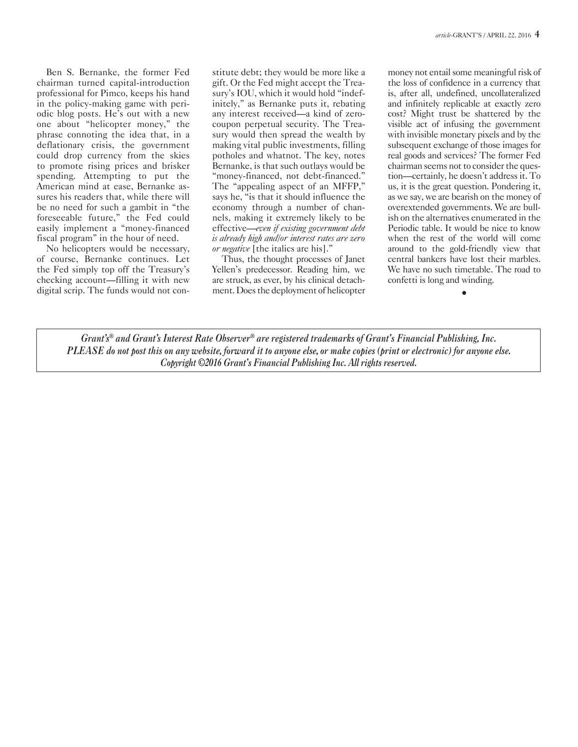Ben S. Bernanke, the former Fed chairman turned capital-introduction professional for Pimco, keeps his hand in the policy-making game with periodic blog posts. He's out with a new one about "helicopter money," the phrase connoting the idea that, in a deflationary crisis, the government could drop currency from the skies to promote rising prices and brisker spending. Attempting to put the American mind at ease, Bernanke assures his readers that, while there will be no need for such a gambit in "the foreseeable future," the Fed could easily implement a "money-financed fiscal program" in the hour of need.

No helicopters would be necessary, of course, Bernanke continues. Let the Fed simply top off the Treasury's checking account—filling it with new digital scrip. The funds would not constitute debt; they would be more like a gift. Or the Fed might accept the Treasury's IOU, which it would hold "indefinitely," as Bernanke puts it, rebating any interest received—a kind of zero-coupon perpetual security. The Treasury would then spread the wealth by making vital public investments, filling potholes and whatnot. The key, notes Bernanke, is that such outlays would be "money-financed, not debt-financed." The "appealing aspect of an MFFP," says he, "is that it should influence the economy through a number of channels, making it extremely likely to be effective—*even if existing government debt is already high and/or interest rates are zero or negative* [the italics are his]."

Thus, the thought processes of Janet Yellen's predecessor. Reading him, we are struck, as ever, by his clinical detachment. Does the deployment of helicopter money not entail some meaningful risk of the loss of confidence in a currency that is, after all, undefined, uncollateralized and infinitely replicable at exactly zero cost? Might trust be shattered by the visible act of infusing the government with invisible monetary pixels and by the subsequent exchange of those images for real goods and services? The former Fed chairman seems not to consider the question—certainly, he doesn't address it. To us, it is the great question. Pondering it, as we say, we are bearish on the money of overextended governments. We are bullish on the alternatives enumerated in the Periodic table. It would be nice to know when the rest of the world will come around to the gold-friendly view that central bankers have lost their marbles. We have no such timetable. The road to confetti is long and winding.

•

*Grant's® and Grant's Interest Rate Observer® are registered trademarks of Grant's Financial Publishing, Inc. PLEASE do not post this on any website, forward it to anyone else, or make copies (print or electronic) for anyone else. Copyright ©2016 Grant's Financial Publishing Inc. All rights reserved.*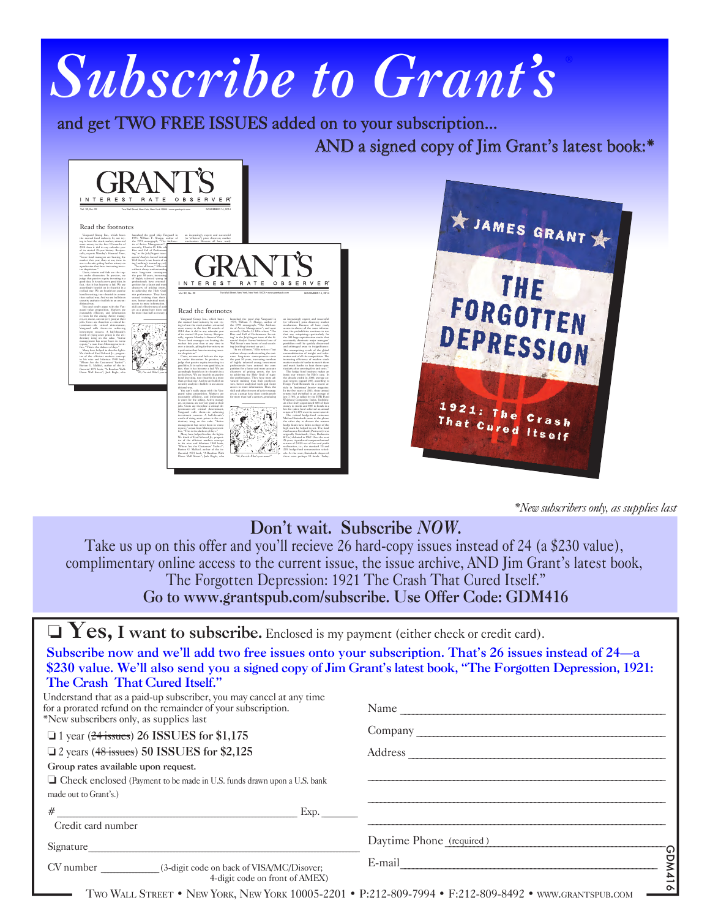# Subscribe to Grant's®

and get TWO FREE ISSUES added on to your subscription...

AND a signed copy of Jim Grant's latest book:*

*New subscribers only, as supplies last

## Don't wait. Subscribe *NOW*.

Take us up on this offer and you'll recieve 26 hard-copy issues instead of 24 (a $230 value), complimentary online access to the current issue, the issue archive, AND Jim Grant's latest book, The Forgotten Depression: 1921 The Crash That Cured Itself."

**Go to www.grantspub.com/subscribe. Use Offer Code: GDM416**

❏ **Yes, I want to subscribe.** Enclosed is my payment (either check or credit card).

**Subscribe now and we'll add two free issues onto your subscription. That's 26 issues instead of 24—a $230 value. We'll also send you a signed copy of Jim Grant's latest book, "The Forgotten Depression, 1921: The Crash That Cured Itself."**

Understand that as a paid-up subscriber, you may cancel at any time for a prorated refund on the remainder of your subscription.
*New subscribers only, as supplies last

❏ 1 year (~~24 issues~~) **26 ISSUES for $1,175**

❏ 2 years (~~48 issues~~) **50 ISSUES for $2,125**

**Group rates available upon request.**

❏ Check enclosed (Payment to be made in U.S. funds drawn upon a U.S. bank made out to Grant's.)

# ______________________________ Exp. ________

Credit card number

Signature ______________________________

CV number __________ (3-digit code on back of VISA/MC/Disover; 4-digit code on front of AMEX)

Name ______________________________

Company ______________________________

Address ______________________________

______________________________

______________________________

______________________________

Daytime Phone (required) ______________________________

E-mail ______________________________

GDM416

Two Wall Street • New York, New York 10005-2201 • P:212-809-7994 • F:212-809-8492 • www.grantspub.com